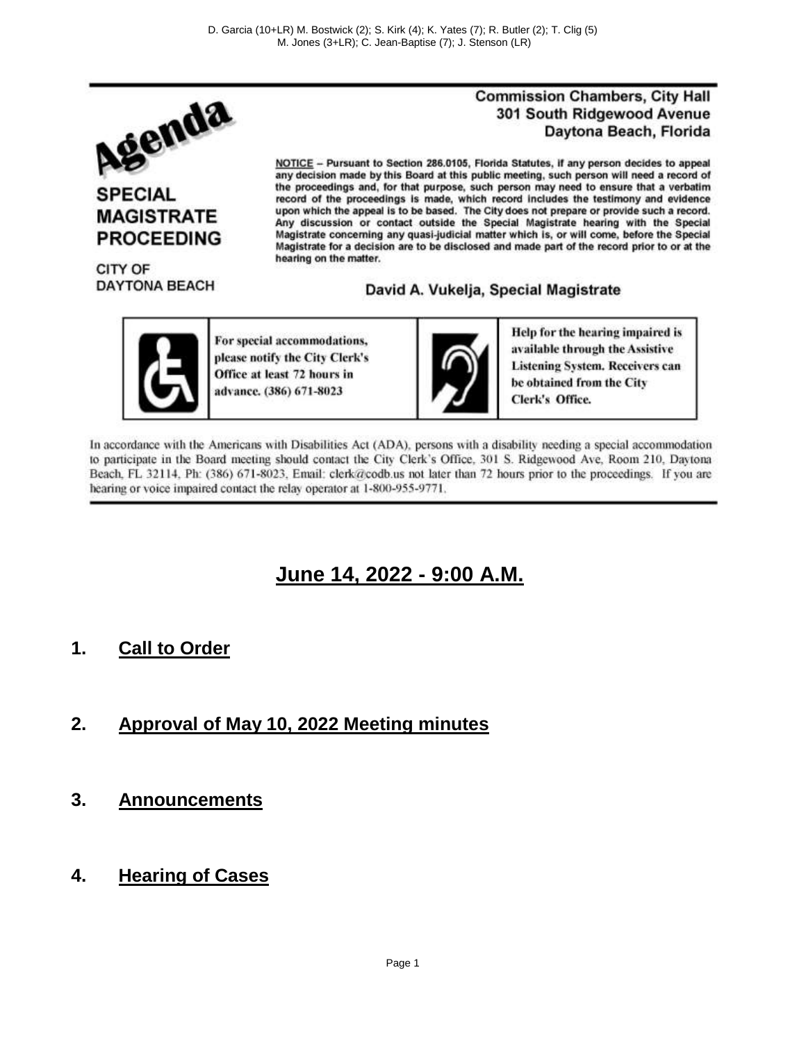D. Garcia (10+LR) M. Bostwick (2); S. Kirk (4); K. Yates (7); R. Butler (2); T. Clig (5)
M. Jones (3+LR); C. Jean-Baptise (7); J. Stenson (LR)

# Agenda

## SPECIAL MAGISTRATE PROCEEDING

CITY OF DAYTONA BEACH

**Commission Chambers, City Hall**
**301 South Ridgewood Avenue**
**Daytona Beach, Florida**

**NOTICE – Pursuant to Section 286.0105, Florida Statutes, if any person decides to appeal any decision made by this Board at this public meeting, such person will need a record of the proceedings and, for that purpose, such person may need to ensure that a verbatim record of the proceedings is made, which record includes the testimony and evidence upon which the appeal is to be based. The City does not prepare or provide such a record. Any discussion or contact outside the Special Magistrate hearing with the Special Magistrate concerning any quasi-judicial matter which is, or will come, before the Special Magistrate for a decision are to be disclosed and made part of the record prior to or at the hearing on the matter.**

**David A. Vukelja, Special Magistrate**

**For special accommodations, please notify the City Clerk's Office at least 72 hours in advance. (386) 671-8023**

**Help for the hearing impaired is available through the Assistive Listening System. Receivers can be obtained from the City Clerk's Office.**

In accordance with the Americans with Disabilities Act (ADA), persons with a disability needing a special accommodation to participate in the Board meeting should contact the City Clerk's Office, 301 S. Ridgewood Ave, Room 210, Daytona Beach, FL 32114, Ph: (386) 671-8023, Email: clerk@codb.us not later than 72 hours prior to the proceedings. If you are hearing or voice impaired contact the relay operator at 1-800-955-9771.

## June 14, 2022 - 9:00 A.M.

1. **Call to Order**

2. **Approval of May 10, 2022 Meeting minutes**

3. **Announcements**

4. **Hearing of Cases**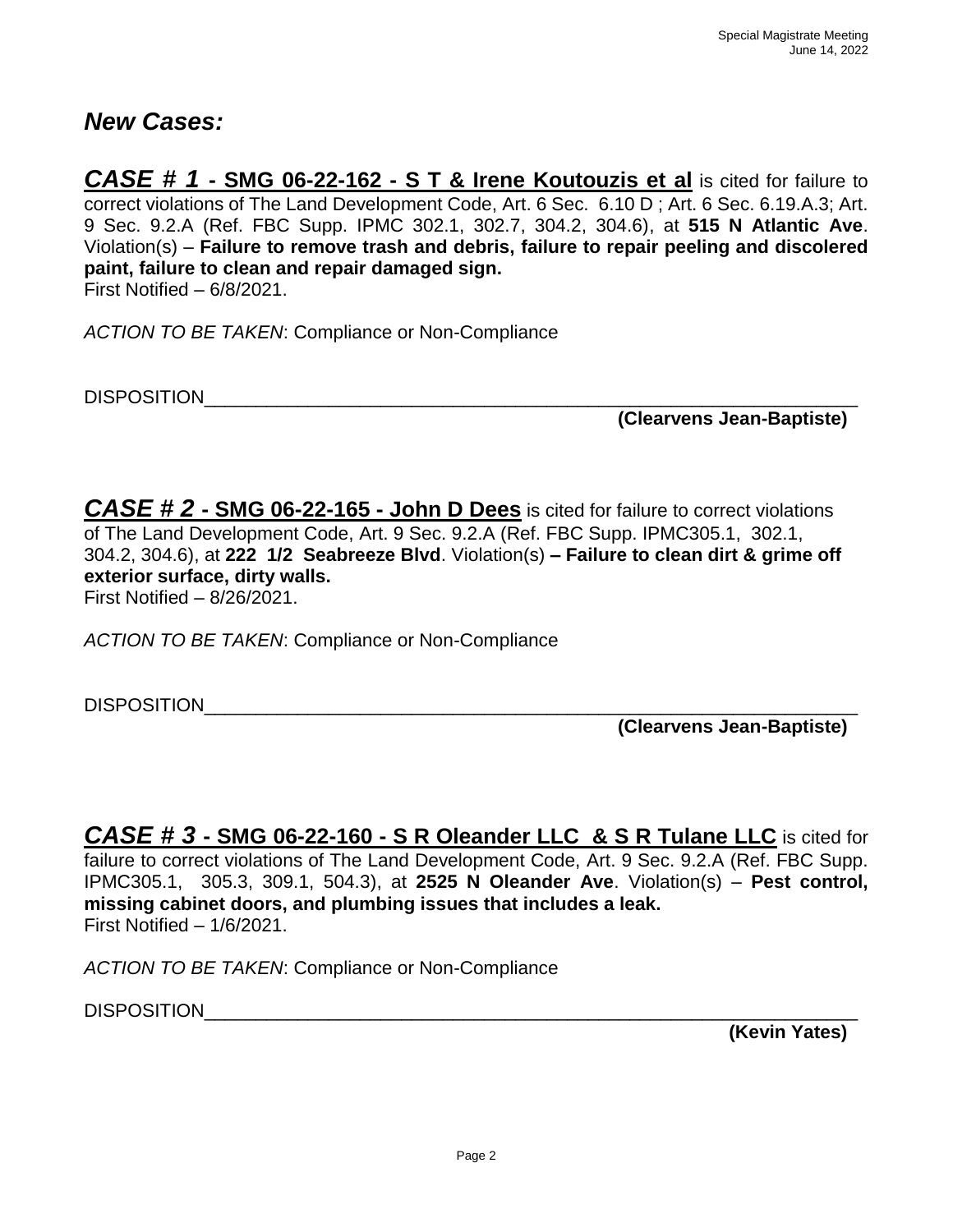## *New Cases:*

***CASE # 1*** **- SMG 06-22-162 - S T & Irene Koutouzis et al** is cited for failure to correct violations of The Land Development Code, Art. 6 Sec. 6.10 D ; Art. 6 Sec. 6.19.A.3; Art. 9 Sec. 9.2.A (Ref. FBC Supp. IPMC 302.1, 302.7, 304.2, 304.6), at **515 N Atlantic Ave**. Violation(s) – **Failure to remove trash and debris, failure to repair peeling and discolered paint, failure to clean and repair damaged sign.**
First Notified – 6/8/2021.

*ACTION TO BE TAKEN*: Compliance or Non-Compliance

DISPOSITION_______________________________________________________________

**(Clearvens Jean-Baptiste)**

***CASE # 2*** **- SMG 06-22-165 - John D Dees** is cited for failure to correct violations of The Land Development Code, Art. 9 Sec. 9.2.A (Ref. FBC Supp. IPMC305.1, 302.1, 304.2, 304.6), at **222 1/2 Seabreeze Blvd**. Violation(s) **– Failure to clean dirt & grime off exterior surface, dirty walls.**
First Notified – 8/26/2021.

*ACTION TO BE TAKEN*: Compliance or Non-Compliance

DISPOSITION_______________________________________________________________

**(Clearvens Jean-Baptiste)**

***CASE # 3*** **- SMG 06-22-160 - S R Oleander LLC & S R Tulane LLC** is cited for failure to correct violations of The Land Development Code, Art. 9 Sec. 9.2.A (Ref. FBC Supp. IPMC305.1, 305.3, 309.1, 504.3), at **2525 N Oleander Ave**. Violation(s) – **Pest control, missing cabinet doors, and plumbing issues that includes a leak.**
First Notified – 1/6/2021.

*ACTION TO BE TAKEN*: Compliance or Non-Compliance

DISPOSITION_______________________________________________________________

**(Kevin Yates)**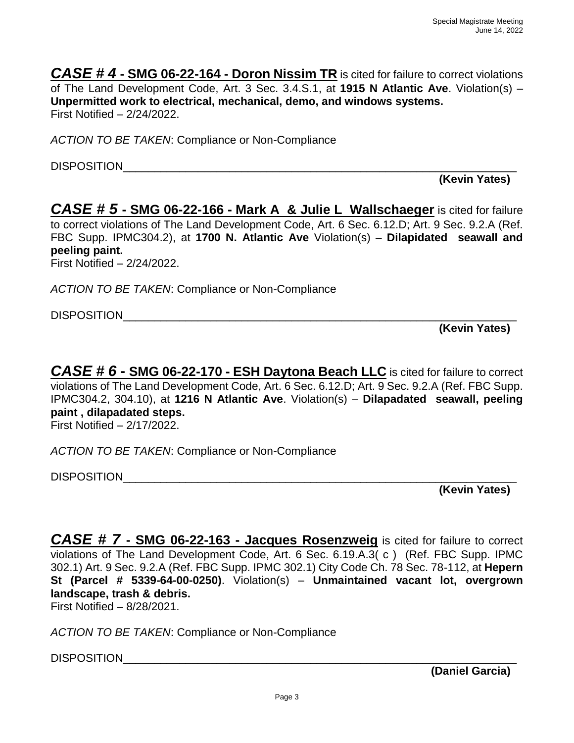***CASE # 4* - SMG 06-22-164 - Doron Nissim TR** is cited for failure to correct violations of The Land Development Code, Art. 3 Sec. 3.4.S.1, at **1915 N Atlantic Ave**. Violation(s) – **Unpermitted work to electrical, mechanical, demo, and windows systems.**
First Notified – 2/24/2022.

*ACTION TO BE TAKEN*: Compliance or Non-Compliance

DISPOSITION_________________________________________________________________

**(Kevin Yates)**

***CASE # 5* - SMG 06-22-166 - Mark A & Julie L Wallschaeger** is cited for failure to correct violations of The Land Development Code, Art. 6 Sec. 6.12.D; Art. 9 Sec. 9.2.A (Ref. FBC Supp. IPMC304.2), at **1700 N. Atlantic Ave** Violation(s) – **Dilapidated seawall and peeling paint.**
First Notified – 2/24/2022.

*ACTION TO BE TAKEN*: Compliance or Non-Compliance

DISPOSITION_________________________________________________________________

**(Kevin Yates)**

***CASE # 6* - SMG 06-22-170 - ESH Daytona Beach LLC** is cited for failure to correct violations of The Land Development Code, Art. 6 Sec. 6.12.D; Art. 9 Sec. 9.2.A (Ref. FBC Supp. IPMC304.2, 304.10), at **1216 N Atlantic Ave**. Violation(s) – **Dilapadated seawall, peeling paint , dilapadated steps.**
First Notified – 2/17/2022.

*ACTION TO BE TAKEN*: Compliance or Non-Compliance

DISPOSITION_________________________________________________________________

**(Kevin Yates)**

***CASE # 7* - SMG 06-22-163 - Jacques Rosenzweig** is cited for failure to correct violations of The Land Development Code, Art. 6 Sec. 6.19.A.3( c ) (Ref. FBC Supp. IPMC 302.1) Art. 9 Sec. 9.2.A (Ref. FBC Supp. IPMC 302.1) City Code Ch. 78 Sec. 78-112, at **Hepern St (Parcel # 5339-64-00-0250)**. Violation(s) – **Unmaintained vacant lot, overgrown landscape, trash & debris.**
First Notified – 8/28/2021.

*ACTION TO BE TAKEN*: Compliance or Non-Compliance

DISPOSITION_________________________________________________________________

**(Daniel Garcia)**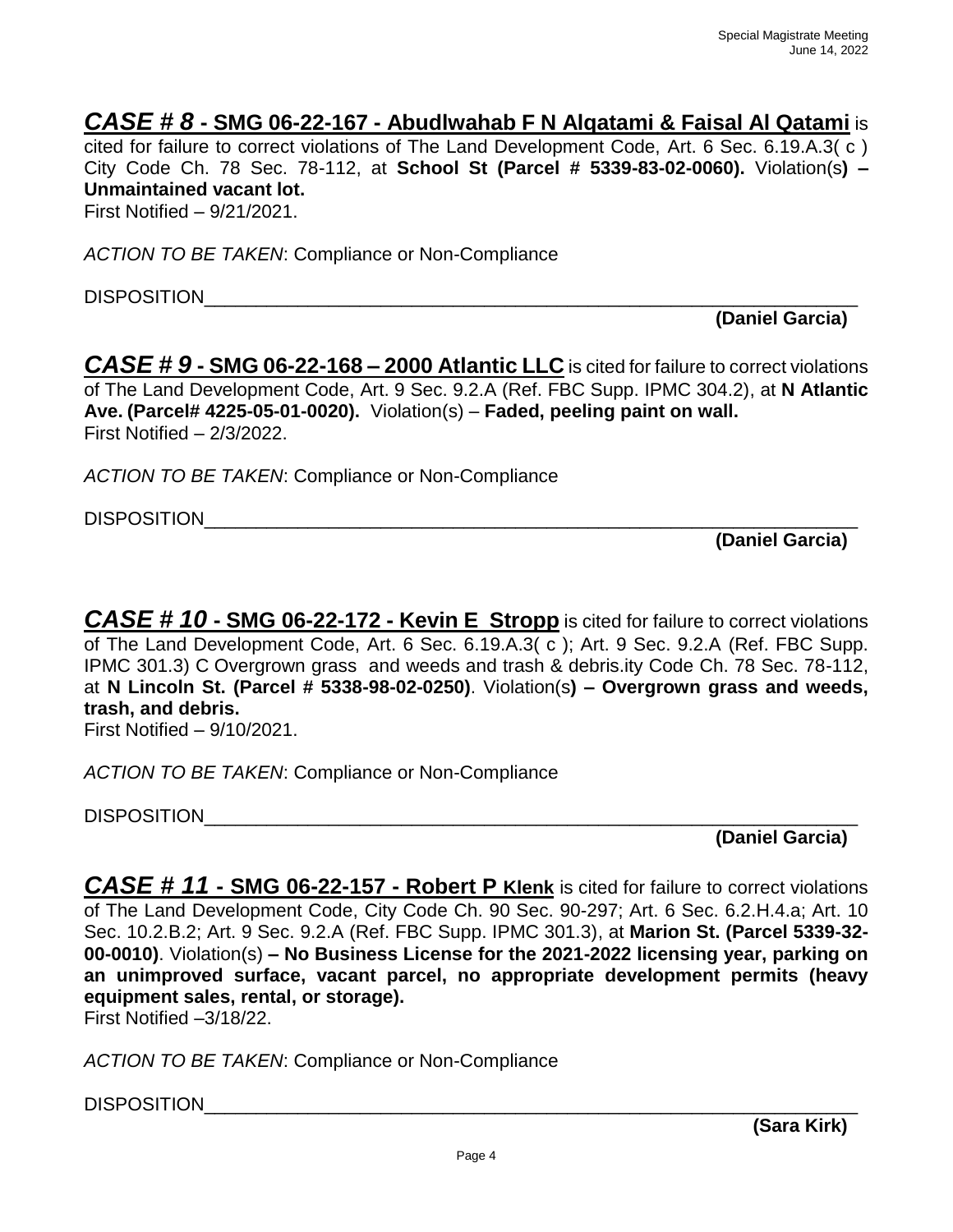***CASE # 8*** **- SMG 06-22-167 - Abudlwahab F N Alqatami & Faisal Al Qatami** is cited for failure to correct violations of The Land Development Code, Art. 6 Sec. 6.19.A.3( c ) City Code Ch. 78 Sec. 78-112, at **School St (Parcel # 5339-83-02-0060).** Violation(s**) – Unmaintained vacant lot.**
First Notified – 9/21/2021.

*ACTION TO BE TAKEN*: Compliance or Non-Compliance

DISPOSITION_______________________________________________________________

**(Daniel Garcia)**

***CASE # 9*** **- SMG 06-22-168 – 2000 Atlantic LLC** is cited for failure to correct violations of The Land Development Code, Art. 9 Sec. 9.2.A (Ref. FBC Supp. IPMC 304.2), at **N Atlantic Ave. (Parcel# 4225-05-01-0020).** Violation(s) – **Faded, peeling paint on wall.**
First Notified – 2/3/2022.

*ACTION TO BE TAKEN*: Compliance or Non-Compliance

DISPOSITION_______________________________________________________________

**(Daniel Garcia)**

***CASE # 10*** **- SMG 06-22-172 - Kevin E Stropp** is cited for failure to correct violations of The Land Development Code, Art. 6 Sec. 6.19.A.3( c ); Art. 9 Sec. 9.2.A (Ref. FBC Supp. IPMC 301.3) C Overgrown grass and weeds and trash & debris.ity Code Ch. 78 Sec. 78-112, at **N Lincoln St. (Parcel # 5338-98-02-0250)**. Violation(s**) – Overgrown grass and weeds, trash, and debris.**
First Notified – 9/10/2021.

*ACTION TO BE TAKEN*: Compliance or Non-Compliance

DISPOSITION_______________________________________________________________

**(Daniel Garcia)**

***CASE # 11*** **- SMG 06-22-157 - Robert P Klenk** is cited for failure to correct violations of The Land Development Code, City Code Ch. 90 Sec. 90-297; Art. 6 Sec. 6.2.H.4.a; Art. 10 Sec. 10.2.B.2; Art. 9 Sec. 9.2.A (Ref. FBC Supp. IPMC 301.3), at **Marion St. (Parcel 5339-32-00-0010)**. Violation(s) **– No Business License for the 2021-2022 licensing year, parking on an unimproved surface, vacant parcel, no appropriate development permits (heavy equipment sales, rental, or storage).**
First Notified –3/18/22.

*ACTION TO BE TAKEN*: Compliance or Non-Compliance

DISPOSITION_______________________________________________________________

**(Sara Kirk)**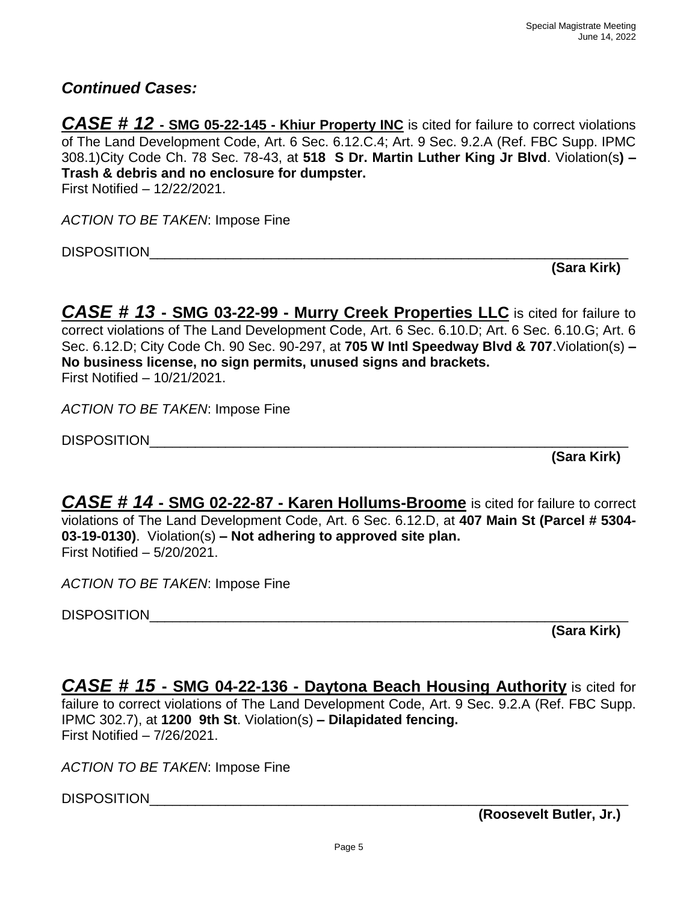## *Continued Cases:*

***CASE # 12*** **- SMG 05-22-145 - Khiur Property INC** is cited for failure to correct violations of The Land Development Code, Art. 6 Sec. 6.12.C.4; Art. 9 Sec. 9.2.A (Ref. FBC Supp. IPMC 308.1)City Code Ch. 78 Sec. 78-43, at **518 S Dr. Martin Luther King Jr Blvd**. Violation(s**) – Trash & debris and no enclosure for dumpster.**
First Notified – 12/22/2021.

*ACTION TO BE TAKEN*: Impose Fine

DISPOSITION_______________________________________________________________

**(Sara Kirk)**

***CASE # 13*** **- SMG 03-22-99 - Murry Creek Properties LLC** is cited for failure to correct violations of The Land Development Code, Art. 6 Sec. 6.10.D; Art. 6 Sec. 6.10.G; Art. 6 Sec. 6.12.D; City Code Ch. 90 Sec. 90-297, at **705 W Intl Speedway Blvd & 707**.Violation(s) **– No business license, no sign permits, unused signs and brackets.**
First Notified – 10/21/2021.

*ACTION TO BE TAKEN*: Impose Fine

DISPOSITION_______________________________________________________________

**(Sara Kirk)**

***CASE # 14*** **- SMG 02-22-87 - Karen Hollums-Broome** is cited for failure to correct violations of The Land Development Code, Art. 6 Sec. 6.12.D, at **407 Main St (Parcel # 5304-03-19-0130)**. Violation(s) **– Not adhering to approved site plan.**
First Notified – 5/20/2021.

*ACTION TO BE TAKEN*: Impose Fine

DISPOSITION_______________________________________________________________

**(Sara Kirk)**

***CASE # 15*** **- SMG 04-22-136 - Daytona Beach Housing Authority** is cited for failure to correct violations of The Land Development Code, Art. 9 Sec. 9.2.A (Ref. FBC Supp. IPMC 302.7), at **1200 9th St**. Violation(s) **– Dilapidated fencing.**
First Notified – 7/26/2021.

*ACTION TO BE TAKEN*: Impose Fine

DISPOSITION_______________________________________________________________

**(Roosevelt Butler, Jr.)**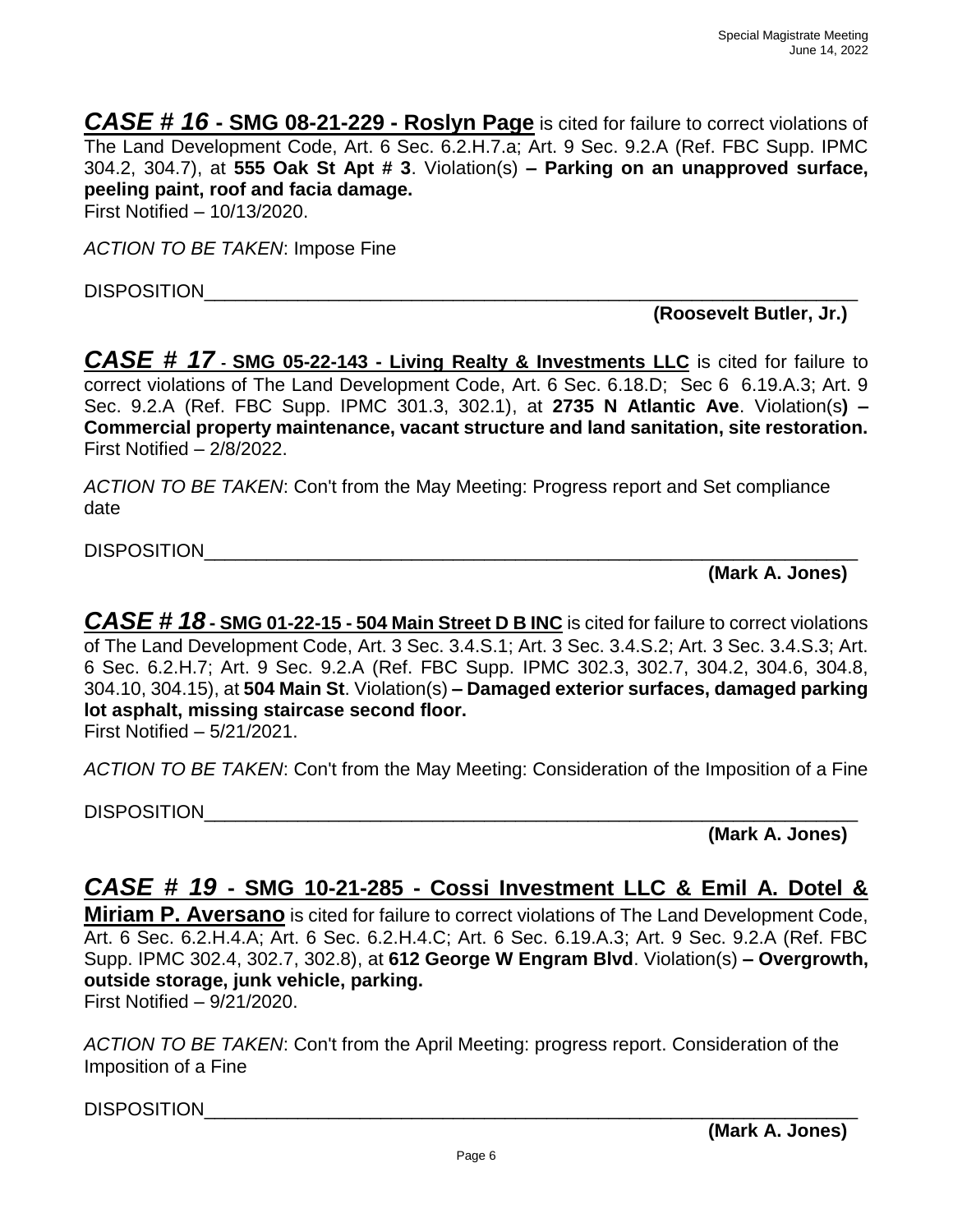***CASE # 16* - SMG 08-21-229 - Roslyn Page** is cited for failure to correct violations of The Land Development Code, Art. 6 Sec. 6.2.H.7.a; Art. 9 Sec. 9.2.A (Ref. FBC Supp. IPMC 304.2, 304.7), at **555 Oak St Apt # 3**. Violation(s) **– Parking on an unapproved surface, peeling paint, roof and facia damage.**
First Notified – 10/13/2020.

*ACTION TO BE TAKEN*: Impose Fine

DISPOSITION_______________________________________________________________

**(Roosevelt Butler, Jr.)**

***CASE # 17* - SMG 05-22-143 - Living Realty & Investments LLC** is cited for failure to correct violations of The Land Development Code, Art. 6 Sec. 6.18.D; Sec 6 6.19.A.3; Art. 9 Sec. 9.2.A (Ref. FBC Supp. IPMC 301.3, 302.1), at **2735 N Atlantic Ave**. Violation(s**) – Commercial property maintenance, vacant structure and land sanitation, site restoration.**
First Notified – 2/8/2022.

*ACTION TO BE TAKEN*: Con't from the May Meeting: Progress report and Set compliance date

DISPOSITION_______________________________________________________________

**(Mark A. Jones)**

***CASE # 18* - SMG 01-22-15 - 504 Main Street D B INC** is cited for failure to correct violations of The Land Development Code, Art. 3 Sec. 3.4.S.1; Art. 3 Sec. 3.4.S.2; Art. 3 Sec. 3.4.S.3; Art. 6 Sec. 6.2.H.7; Art. 9 Sec. 9.2.A (Ref. FBC Supp. IPMC 302.3, 302.7, 304.2, 304.6, 304.8, 304.10, 304.15), at **504 Main St**. Violation(s) **– Damaged exterior surfaces, damaged parking lot asphalt, missing staircase second floor.**
First Notified – 5/21/2021.

*ACTION TO BE TAKEN*: Con't from the May Meeting: Consideration of the Imposition of a Fine

DISPOSITION_______________________________________________________________

**(Mark A. Jones)**

***CASE # 19* - SMG 10-21-285 - Cossi Investment LLC & Emil A. Dotel & Miriam P. Aversano** is cited for failure to correct violations of The Land Development Code, Art. 6 Sec. 6.2.H.4.A; Art. 6 Sec. 6.2.H.4.C; Art. 6 Sec. 6.19.A.3; Art. 9 Sec. 9.2.A (Ref. FBC Supp. IPMC 302.4, 302.7, 302.8), at **612 George W Engram Blvd**. Violation(s) **– Overgrowth, outside storage, junk vehicle, parking.**
First Notified – 9/21/2020.

*ACTION TO BE TAKEN*: Con't from the April Meeting: progress report. Consideration of the Imposition of a Fine

DISPOSITION_______________________________________________________________

**(Mark A. Jones)**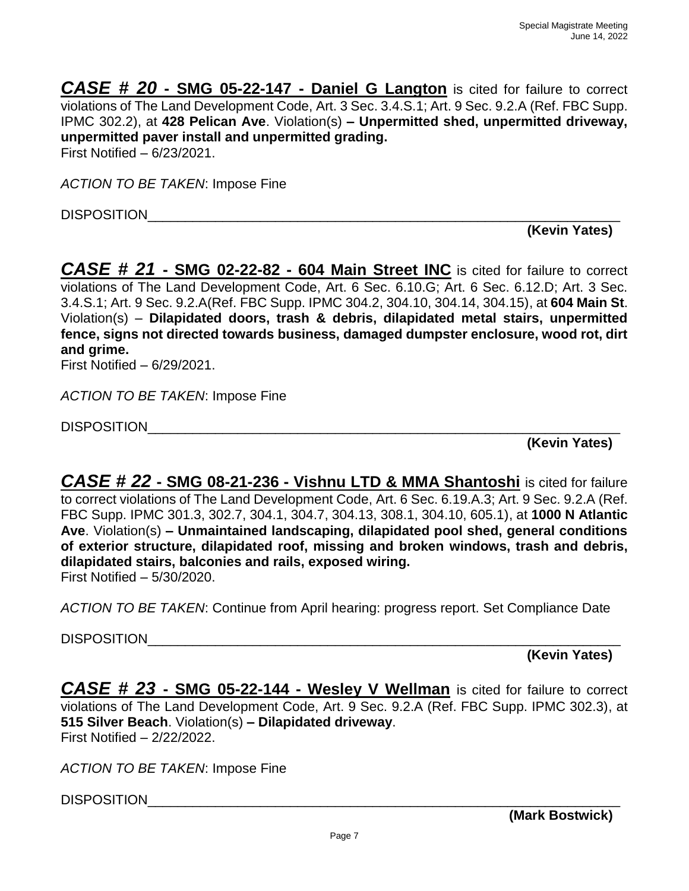***CASE # 20* - SMG 05-22-147 - Daniel G Langton** is cited for failure to correct violations of The Land Development Code, Art. 3 Sec. 3.4.S.1; Art. 9 Sec. 9.2.A (Ref. FBC Supp. IPMC 302.2), at **428 Pelican Ave**. Violation(s) **– Unpermitted shed, unpermitted driveway, unpermitted paver install and unpermitted grading.**
First Notified – 6/23/2021.

*ACTION TO BE TAKEN*: Impose Fine

DISPOSITION_______________________________________________________________

**(Kevin Yates)**

***CASE # 21* - SMG 02-22-82 - 604 Main Street INC** is cited for failure to correct violations of The Land Development Code, Art. 6 Sec. 6.10.G; Art. 6 Sec. 6.12.D; Art. 3 Sec. 3.4.S.1; Art. 9 Sec. 9.2.A(Ref. FBC Supp. IPMC 304.2, 304.10, 304.14, 304.15), at **604 Main St**. Violation(s) – **Dilapidated doors, trash & debris, dilapidated metal stairs, unpermitted fence, signs not directed towards business, damaged dumpster enclosure, wood rot, dirt and grime.**
First Notified – 6/29/2021.

*ACTION TO BE TAKEN*: Impose Fine

DISPOSITION_______________________________________________________________

**(Kevin Yates)**

***CASE # 22* - SMG 08-21-236 - Vishnu LTD & MMA Shantoshi** is cited for failure to correct violations of The Land Development Code, Art. 6 Sec. 6.19.A.3; Art. 9 Sec. 9.2.A (Ref. FBC Supp. IPMC 301.3, 302.7, 304.1, 304.7, 304.13, 308.1, 304.10, 605.1), at **1000 N Atlantic Ave**. Violation(s) **– Unmaintained landscaping, dilapidated pool shed, general conditions of exterior structure, dilapidated roof, missing and broken windows, trash and debris, dilapidated stairs, balconies and rails, exposed wiring.**
First Notified – 5/30/2020.

*ACTION TO BE TAKEN*: Continue from April hearing: progress report. Set Compliance Date

DISPOSITION_______________________________________________________________

**(Kevin Yates)**

***CASE # 23* - SMG 05-22-144 - Wesley V Wellman** is cited for failure to correct violations of The Land Development Code, Art. 9 Sec. 9.2.A (Ref. FBC Supp. IPMC 302.3), at **515 Silver Beach**. Violation(s) **– Dilapidated driveway**.
First Notified – 2/22/2022.

*ACTION TO BE TAKEN*: Impose Fine

DISPOSITION_______________________________________________________________

**(Mark Bostwick)**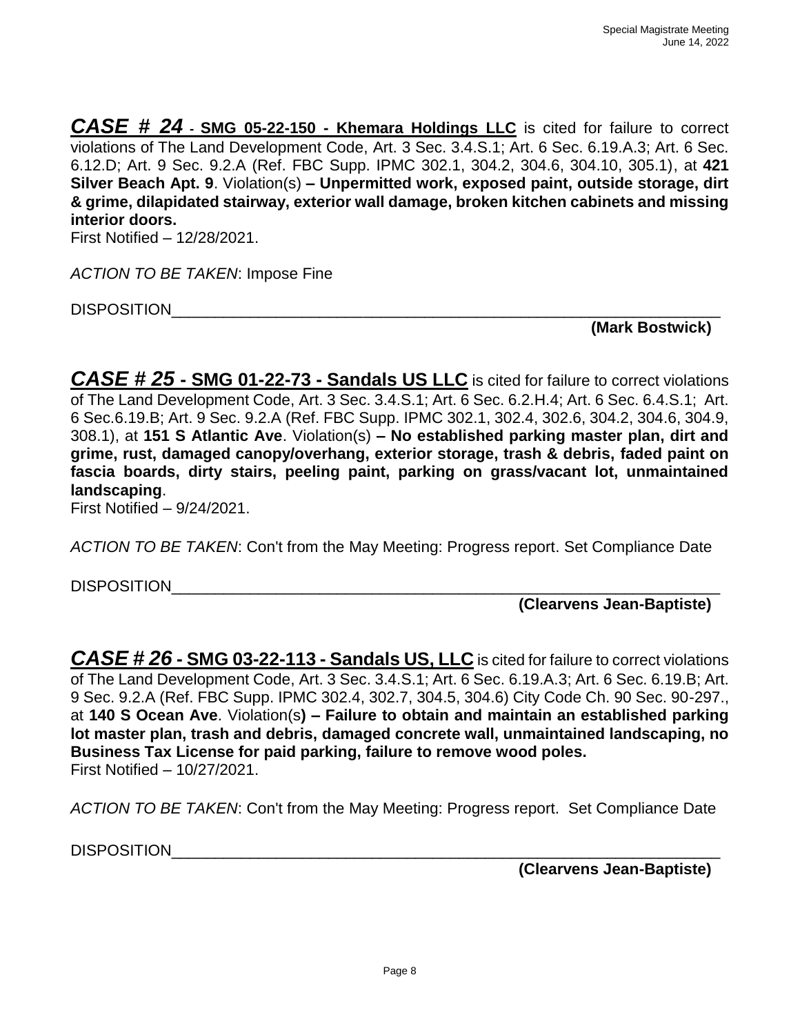***CASE # 24*** **- <u>SMG 05-22-150 - Khemara Holdings LLC</u>** is cited for failure to correct violations of The Land Development Code, Art. 3 Sec. 3.4.S.1; Art. 6 Sec. 6.19.A.3; Art. 6 Sec. 6.12.D; Art. 9 Sec. 9.2.A (Ref. FBC Supp. IPMC 302.1, 304.2, 304.6, 304.10, 305.1), at **421 Silver Beach Apt. 9**. Violation(s) **– Unpermitted work, exposed paint, outside storage, dirt & grime, dilapidated stairway, exterior wall damage, broken kitchen cabinets and missing interior doors.**
First Notified – 12/28/2021.

*ACTION TO BE TAKEN*: Impose Fine

DISPOSITION_______________________________________________________________

**(Mark Bostwick)**

***CASE # 25*** **- <u>SMG 01-22-73 - Sandals US LLC</u>** is cited for failure to correct violations of The Land Development Code, Art. 3 Sec. 3.4.S.1; Art. 6 Sec. 6.2.H.4; Art. 6 Sec. 6.4.S.1; Art. 6 Sec.6.19.B; Art. 9 Sec. 9.2.A (Ref. FBC Supp. IPMC 302.1, 302.4, 302.6, 304.2, 304.6, 304.9, 308.1), at **151 S Atlantic Ave**. Violation(s) **– No established parking master plan, dirt and grime, rust, damaged canopy/overhang, exterior storage, trash & debris, faded paint on fascia boards, dirty stairs, peeling paint, parking on grass/vacant lot, unmaintained landscaping**.
First Notified – 9/24/2021.

*ACTION TO BE TAKEN*: Con't from the May Meeting: Progress report. Set Compliance Date

DISPOSITION_______________________________________________________________

**(Clearvens Jean-Baptiste)**

***CASE # 26*** **- <u>SMG 03-22-113 - Sandals US, LLC</u>** is cited for failure to correct violations of The Land Development Code, Art. 3 Sec. 3.4.S.1; Art. 6 Sec. 6.19.A.3; Art. 6 Sec. 6.19.B; Art. 9 Sec. 9.2.A (Ref. FBC Supp. IPMC 302.4, 302.7, 304.5, 304.6) City Code Ch. 90 Sec. 90-297., at **140 S Ocean Ave**. Violation(s**) – Failure to obtain and maintain an established parking lot master plan, trash and debris, damaged concrete wall, unmaintained landscaping, no Business Tax License for paid parking, failure to remove wood poles.**
First Notified – 10/27/2021.

*ACTION TO BE TAKEN*: Con't from the May Meeting: Progress report. Set Compliance Date

DISPOSITION_______________________________________________________________

**(Clearvens Jean-Baptiste)**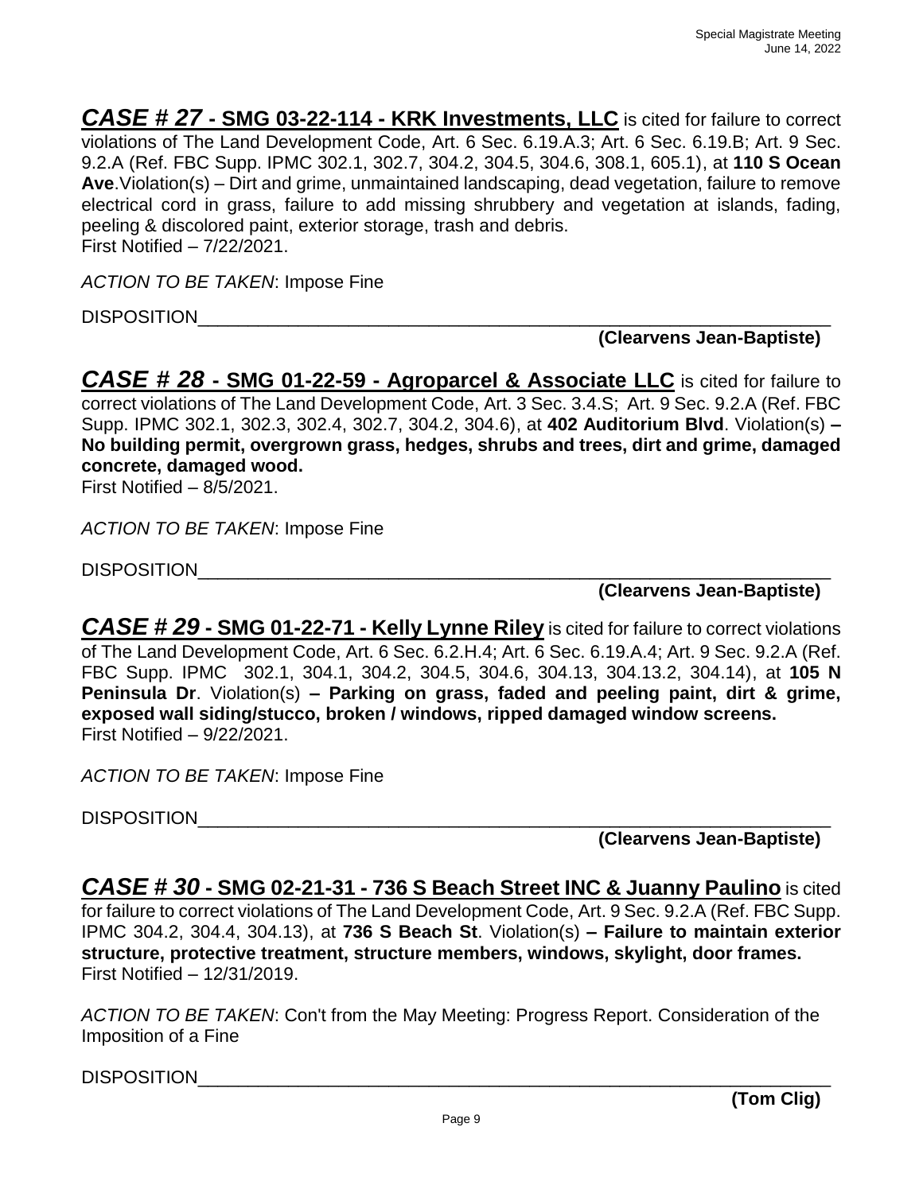***CASE # 27*** **- SMG 03-22-114 - KRK Investments, LLC** is cited for failure to correct violations of The Land Development Code, Art. 6 Sec. 6.19.A.3; Art. 6 Sec. 6.19.B; Art. 9 Sec. 9.2.A (Ref. FBC Supp. IPMC 302.1, 302.7, 304.2, 304.5, 304.6, 308.1, 605.1), at **110 S Ocean Ave**.Violation(s) – Dirt and grime, unmaintained landscaping, dead vegetation, failure to remove electrical cord in grass, failure to add missing shrubbery and vegetation at islands, fading, peeling & discolored paint, exterior storage, trash and debris.
First Notified – 7/22/2021.

*ACTION TO BE TAKEN*: Impose Fine

DISPOSITION________________________________________________________________

**(Clearvens Jean-Baptiste)**

***CASE # 28*** **- SMG 01-22-59 - Agroparcel & Associate LLC** is cited for failure to correct violations of The Land Development Code, Art. 3 Sec. 3.4.S; Art. 9 Sec. 9.2.A (Ref. FBC Supp. IPMC 302.1, 302.3, 302.4, 302.7, 304.2, 304.6), at **402 Auditorium Blvd**. Violation(s) **– No building permit, overgrown grass, hedges, shrubs and trees, dirt and grime, damaged concrete, damaged wood.**
First Notified – 8/5/2021.

*ACTION TO BE TAKEN*: Impose Fine

DISPOSITION________________________________________________________________

**(Clearvens Jean-Baptiste)**

***CASE # 29*** **- SMG 01-22-71 - Kelly Lynne Riley** is cited for failure to correct violations of The Land Development Code, Art. 6 Sec. 6.2.H.4; Art. 6 Sec. 6.19.A.4; Art. 9 Sec. 9.2.A (Ref. FBC Supp. IPMC 302.1, 304.1, 304.2, 304.5, 304.6, 304.13, 304.13.2, 304.14), at **105 N Peninsula Dr**. Violation(s) **– Parking on grass, faded and peeling paint, dirt & grime, exposed wall siding/stucco, broken / windows, ripped damaged window screens.**
First Notified – 9/22/2021.

*ACTION TO BE TAKEN*: Impose Fine

DISPOSITION________________________________________________________________

**(Clearvens Jean-Baptiste)**

***CASE # 30*** **- SMG 02-21-31 - 736 S Beach Street INC & Juanny Paulino** is cited for failure to correct violations of The Land Development Code, Art. 9 Sec. 9.2.A (Ref. FBC Supp. IPMC 304.2, 304.4, 304.13), at **736 S Beach St**. Violation(s) **– Failure to maintain exterior structure, protective treatment, structure members, windows, skylight, door frames.**
First Notified – 12/31/2019.

*ACTION TO BE TAKEN*: Con't from the May Meeting: Progress Report. Consideration of the Imposition of a Fine

DISPOSITION________________________________________________________________

**(Tom Clig)**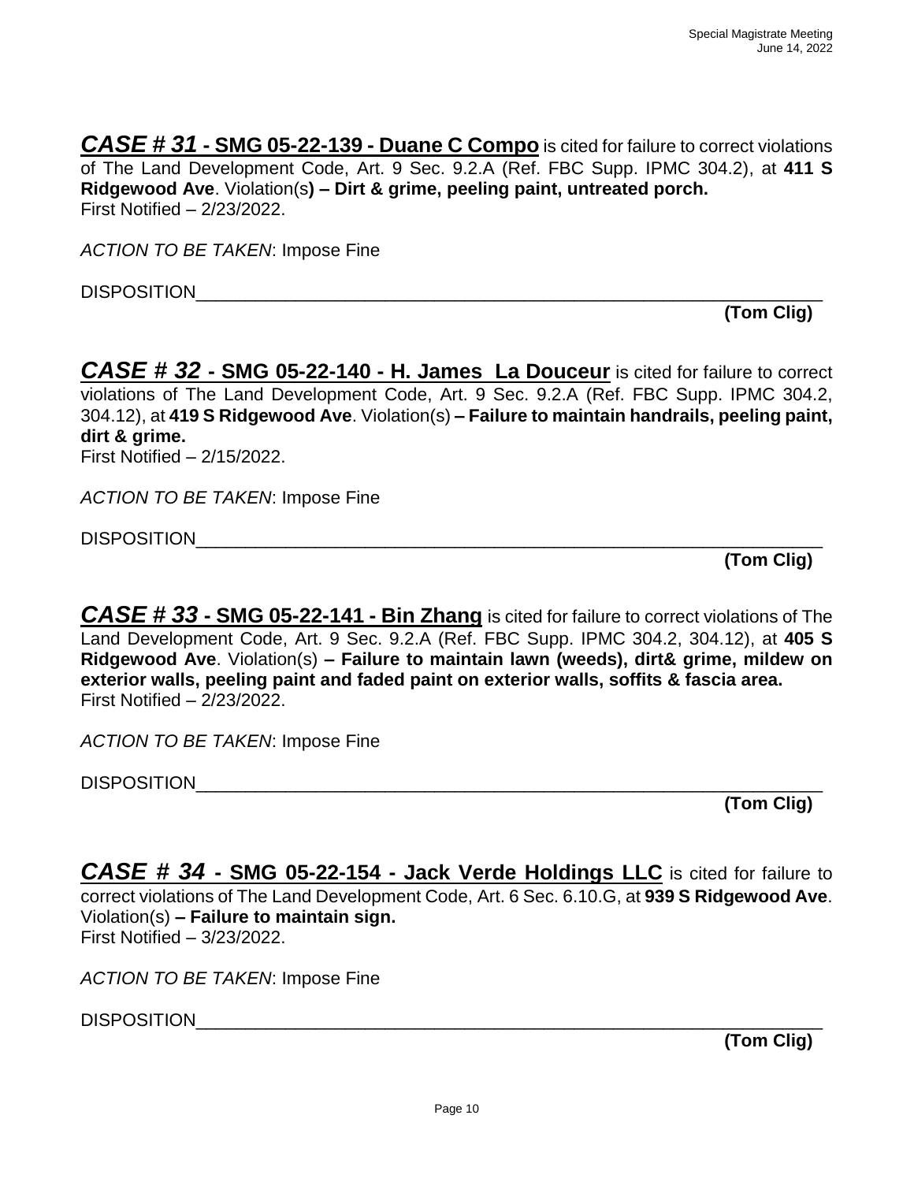***CASE # 31*** **- SMG 05-22-139 - Duane C Compo** is cited for failure to correct violations of The Land Development Code, Art. 9 Sec. 9.2.A (Ref. FBC Supp. IPMC 304.2), at **411 S Ridgewood Ave**. Violation(s**) – Dirt & grime, peeling paint, untreated porch.**
First Notified – 2/23/2022.

*ACTION TO BE TAKEN*: Impose Fine

DISPOSITION_______________________________________________________________

**(Tom Clig)**

***CASE # 32*** **- SMG 05-22-140 - H. James La Douceur** is cited for failure to correct violations of The Land Development Code, Art. 9 Sec. 9.2.A (Ref. FBC Supp. IPMC 304.2, 304.12), at **419 S Ridgewood Ave**. Violation(s) **– Failure to maintain handrails, peeling paint, dirt & grime.**
First Notified – 2/15/2022.

*ACTION TO BE TAKEN*: Impose Fine

DISPOSITION_______________________________________________________________

**(Tom Clig)**

***CASE # 33*** **- SMG 05-22-141 - Bin Zhang** is cited for failure to correct violations of The Land Development Code, Art. 9 Sec. 9.2.A (Ref. FBC Supp. IPMC 304.2, 304.12), at **405 S Ridgewood Ave**. Violation(s) **– Failure to maintain lawn (weeds), dirt& grime, mildew on exterior walls, peeling paint and faded paint on exterior walls, soffits & fascia area.**
First Notified – 2/23/2022.

*ACTION TO BE TAKEN*: Impose Fine

DISPOSITION_______________________________________________________________

**(Tom Clig)**

***CASE # 34*** **- SMG 05-22-154 - Jack Verde Holdings LLC** is cited for failure to correct violations of The Land Development Code, Art. 6 Sec. 6.10.G, at **939 S Ridgewood Ave**. Violation(s) **– Failure to maintain sign.**
First Notified – 3/23/2022.

*ACTION TO BE TAKEN*: Impose Fine

DISPOSITION_______________________________________________________________

**(Tom Clig)**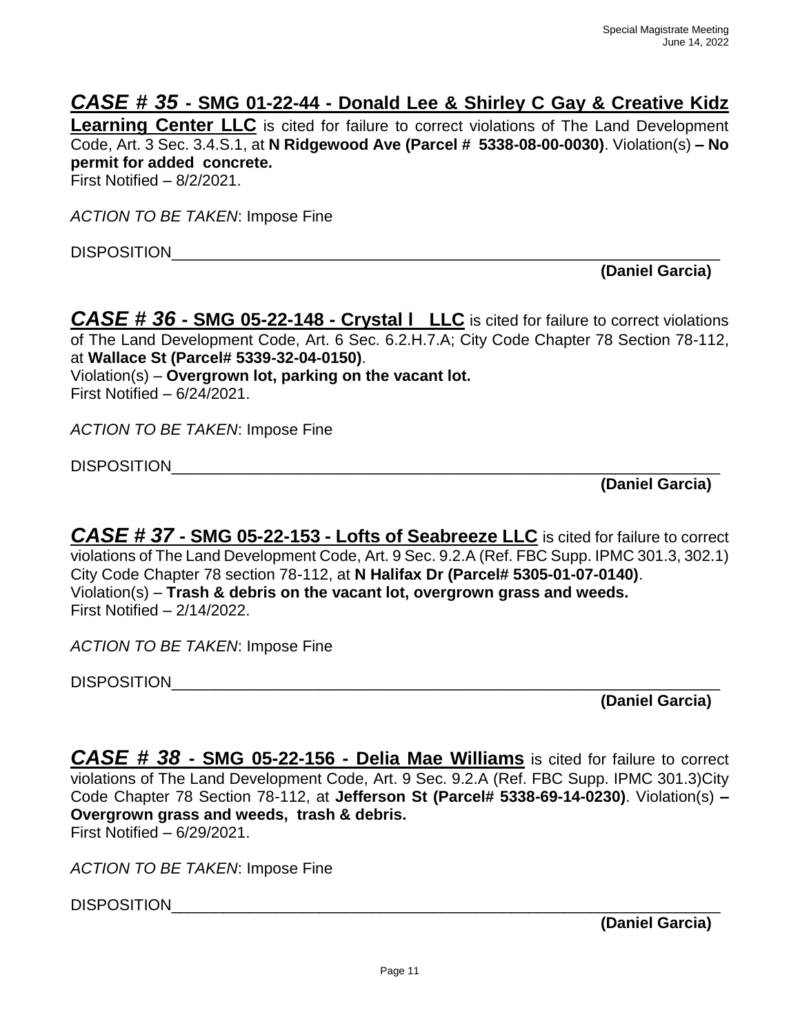***CASE # 35*** **- SMG 01-22-44 - Donald Lee & Shirley C Gay & Creative Kidz Learning Center LLC** is cited for failure to correct violations of The Land Development Code, Art. 3 Sec. 3.4.S.1, at **N Ridgewood Ave (Parcel # 5338-08-00-0030)**. Violation(s) **– No permit for added concrete.**
First Notified – 8/2/2021.

*ACTION TO BE TAKEN*: Impose Fine

DISPOSITION_______________________________________________________________

**(Daniel Garcia)**

***CASE # 36*** **- SMG 05-22-148 - Crystal l LLC** is cited for failure to correct violations of The Land Development Code, Art. 6 Sec. 6.2.H.7.A; City Code Chapter 78 Section 78-112, at **Wallace St (Parcel# 5339-32-04-0150)**.
Violation(s) – **Overgrown lot, parking on the vacant lot.**
First Notified – 6/24/2021.

*ACTION TO BE TAKEN*: Impose Fine

DISPOSITION_______________________________________________________________

**(Daniel Garcia)**

***CASE # 37*** **- SMG 05-22-153 - Lofts of Seabreeze LLC** is cited for failure to correct violations of The Land Development Code, Art. 9 Sec. 9.2.A (Ref. FBC Supp. IPMC 301.3, 302.1) City Code Chapter 78 section 78-112, at **N Halifax Dr (Parcel# 5305-01-07-0140)**.
Violation(s) – **Trash & debris on the vacant lot, overgrown grass and weeds.**
First Notified – 2/14/2022.

*ACTION TO BE TAKEN*: Impose Fine

DISPOSITION_______________________________________________________________

**(Daniel Garcia)**

***CASE # 38*** **- SMG 05-22-156 - Delia Mae Williams** is cited for failure to correct violations of The Land Development Code, Art. 9 Sec. 9.2.A (Ref. FBC Supp. IPMC 301.3)City Code Chapter 78 Section 78-112, at **Jefferson St (Parcel# 5338-69-14-0230)**. Violation(s) **– Overgrown grass and weeds, trash & debris.**
First Notified – 6/29/2021.

*ACTION TO BE TAKEN*: Impose Fine

DISPOSITION_______________________________________________________________

**(Daniel Garcia)**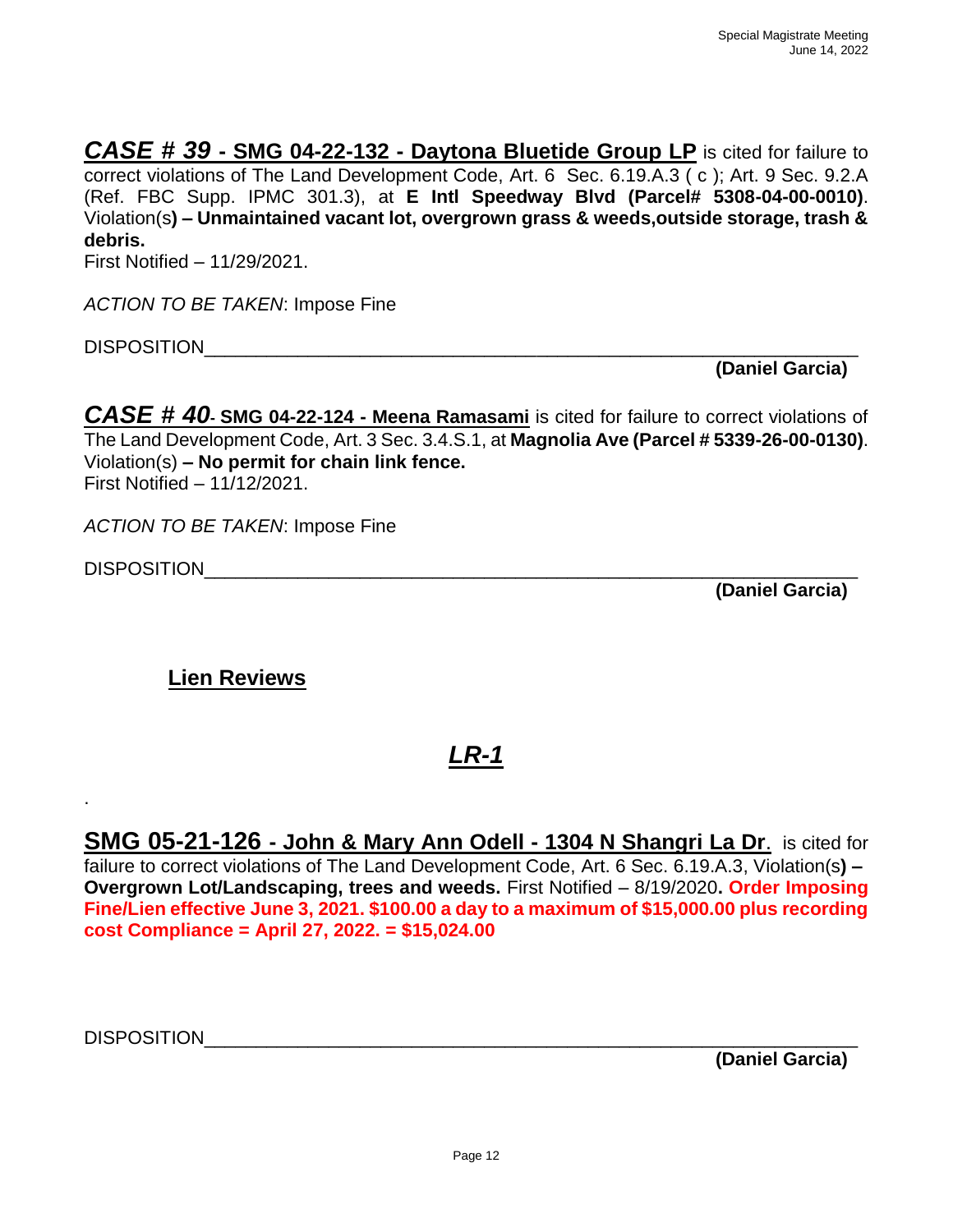***CASE # 39*** **- SMG 04-22-132 - Daytona Bluetide Group LP** is cited for failure to correct violations of The Land Development Code, Art. 6 Sec. 6.19.A.3 ( c ); Art. 9 Sec. 9.2.A (Ref. FBC Supp. IPMC 301.3), at **E Intl Speedway Blvd (Parcel# 5308-04-00-0010)**. Violation(s**) – Unmaintained vacant lot, overgrown grass & weeds,outside storage, trash & debris.**
First Notified – 11/29/2021.

*ACTION TO BE TAKEN*: Impose Fine

DISPOSITION_______________________________________________________________

**(Daniel Garcia)**

***CASE # 40*** **- SMG 04-22-124 - Meena Ramasami** is cited for failure to correct violations of The Land Development Code, Art. 3 Sec. 3.4.S.1, at **Magnolia Ave (Parcel # 5339-26-00-0130)**. Violation(s) **– No permit for chain link fence.**
First Notified – 11/12/2021.

*ACTION TO BE TAKEN*: Impose Fine

DISPOSITION_______________________________________________________________

**(Daniel Garcia)**

## Lien Reviews

## *LR-1*

.

**SMG 05-21-126 - John & Mary Ann Odell - 1304 N Shangri La Dr**. is cited for failure to correct violations of The Land Development Code, Art. 6 Sec. 6.19.A.3, Violation(s**) – Overgrown Lot/Landscaping, trees and weeds.** First Notified – 8/19/2020**. Order Imposing Fine/Lien effective June 3, 2021. $100.00 a day to a maximum of $15,000.00 plus recording cost Compliance = April 27, 2022. = $15,024.00**

DISPOSITION_______________________________________________________________

**(Daniel Garcia)**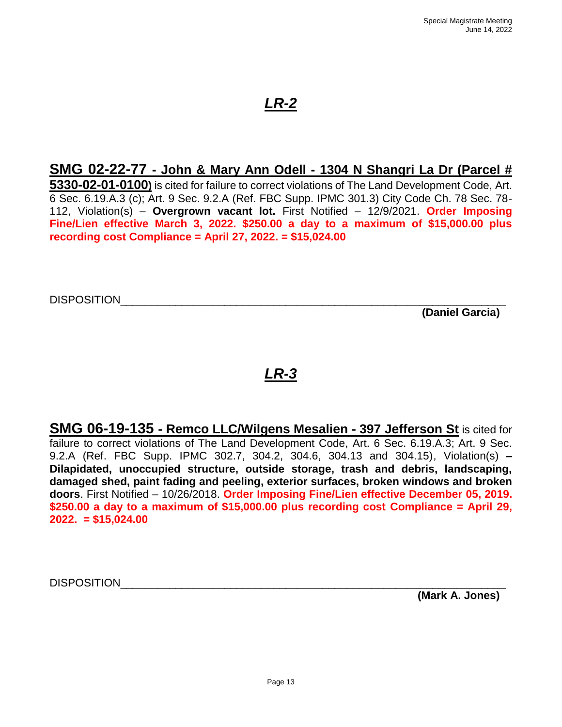## *LR-2*

**SMG 02-22-77 - John & Mary Ann Odell - 1304 N Shangri La Dr (Parcel # 5330-02-01-0100)** is cited for failure to correct violations of The Land Development Code, Art. 6 Sec. 6.19.A.3 (c); Art. 9 Sec. 9.2.A (Ref. FBC Supp. IPMC 301.3) City Code Ch. 78 Sec. 78-112, Violation(s) – **Overgrown vacant lot.** First Notified – 12/9/2021. **Order Imposing Fine/Lien effective March 3, 2022. $250.00 a day to a maximum of $15,000.00 plus recording cost Compliance = April 27, 2022. = $15,024.00**

DISPOSITION_______________________________________________________________

**(Daniel Garcia)**

## *LR-3*

**SMG 06-19-135 - Remco LLC/Wilgens Mesalien - 397 Jefferson St** is cited for failure to correct violations of The Land Development Code, Art. 6 Sec. 6.19.A.3; Art. 9 Sec. 9.2.A (Ref. FBC Supp. IPMC 302.7, 304.2, 304.6, 304.13 and 304.15), Violation(s) **– Dilapidated, unoccupied structure, outside storage, trash and debris, landscaping, damaged shed, paint fading and peeling, exterior surfaces, broken windows and broken doors**. First Notified – 10/26/2018. **Order Imposing Fine/Lien effective December 05, 2019. $250.00 a day to a maximum of $15,000.00 plus recording cost Compliance = April 29, 2022. = $15,024.00**

DISPOSITION_______________________________________________________________

**(Mark A. Jones)**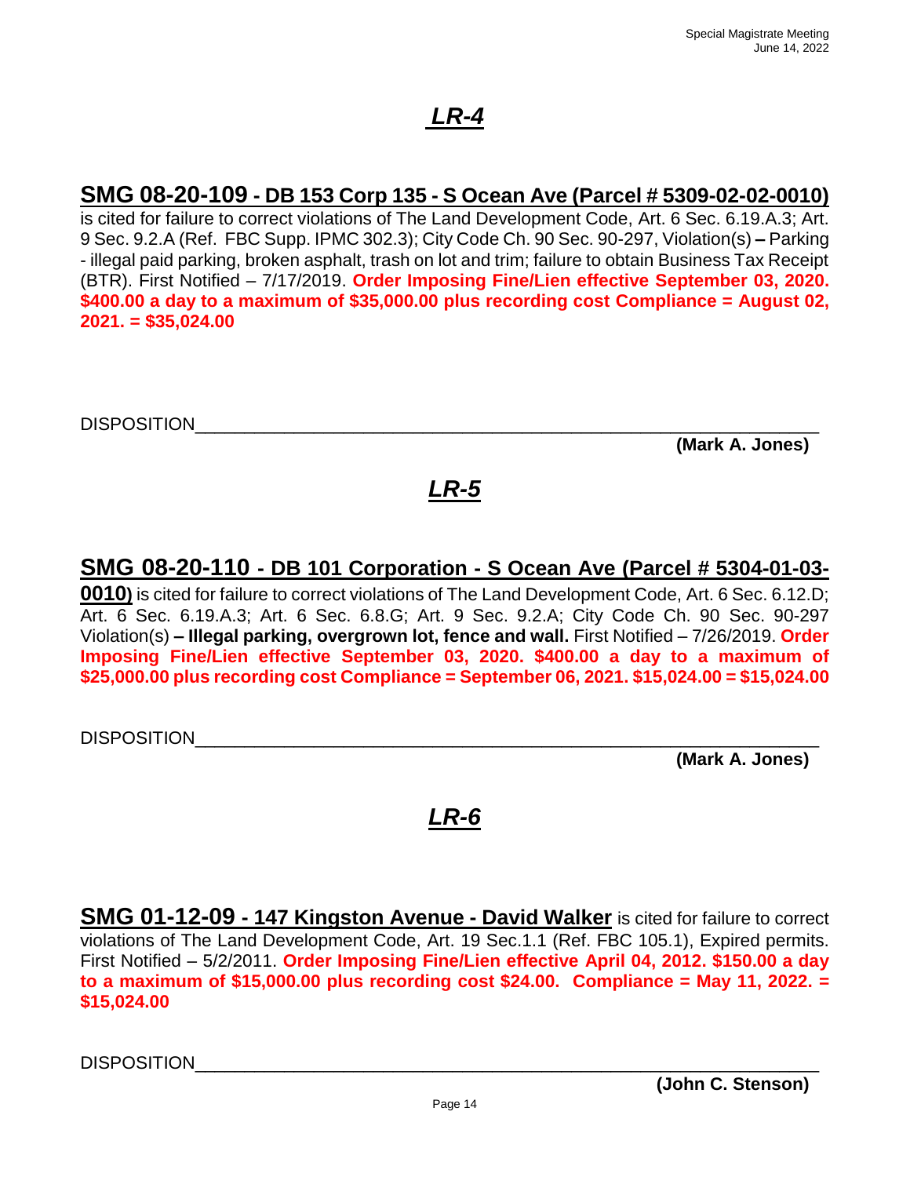# ***LR-4***

**SMG 08-20-109 - DB 153 Corp 135 - S Ocean Ave (Parcel # 5309-02-02-0010)** is cited for failure to correct violations of The Land Development Code, Art. 6 Sec. 6.19.A.3; Art. 9 Sec. 9.2.A (Ref. FBC Supp. IPMC 302.3); City Code Ch. 90 Sec. 90-297, Violation(s) **–** Parking - illegal paid parking, broken asphalt, trash on lot and trim; failure to obtain Business Tax Receipt (BTR). First Notified – 7/17/2019. **Order Imposing Fine/Lien effective September 03, 2020. $400.00 a day to a maximum of $35,000.00 plus recording cost Compliance = August 02, 2021. = $35,024.00**

DISPOSITION_______________________________________________________________

**(Mark A. Jones)**

# ***LR-5***

**SMG 08-20-110 - DB 101 Corporation - S Ocean Ave (Parcel # 5304-01-03-0010)** is cited for failure to correct violations of The Land Development Code, Art. 6 Sec. 6.12.D; Art. 6 Sec. 6.19.A.3; Art. 6 Sec. 6.8.G; Art. 9 Sec. 9.2.A; City Code Ch. 90 Sec. 90-297 Violation(s) **– Illegal parking, overgrown lot, fence and wall.** First Notified – 7/26/2019. **Order Imposing Fine/Lien effective September 03, 2020. $400.00 a day to a maximum of $25,000.00 plus recording cost Compliance = September 06, 2021. $15,024.00 = $15,024.00**

DISPOSITION_______________________________________________________________

**(Mark A. Jones)**

# ***LR-6***

**SMG 01-12-09 - 147 Kingston Avenue - David Walker** is cited for failure to correct violations of The Land Development Code, Art. 19 Sec.1.1 (Ref. FBC 105.1), Expired permits. First Notified – 5/2/2011. **Order Imposing Fine/Lien effective April 04, 2012. $150.00 a day to a maximum of $15,000.00 plus recording cost $24.00. Compliance = May 11, 2022. = $15,024.00**

DISPOSITION_______________________________________________________________

**(John C. Stenson)**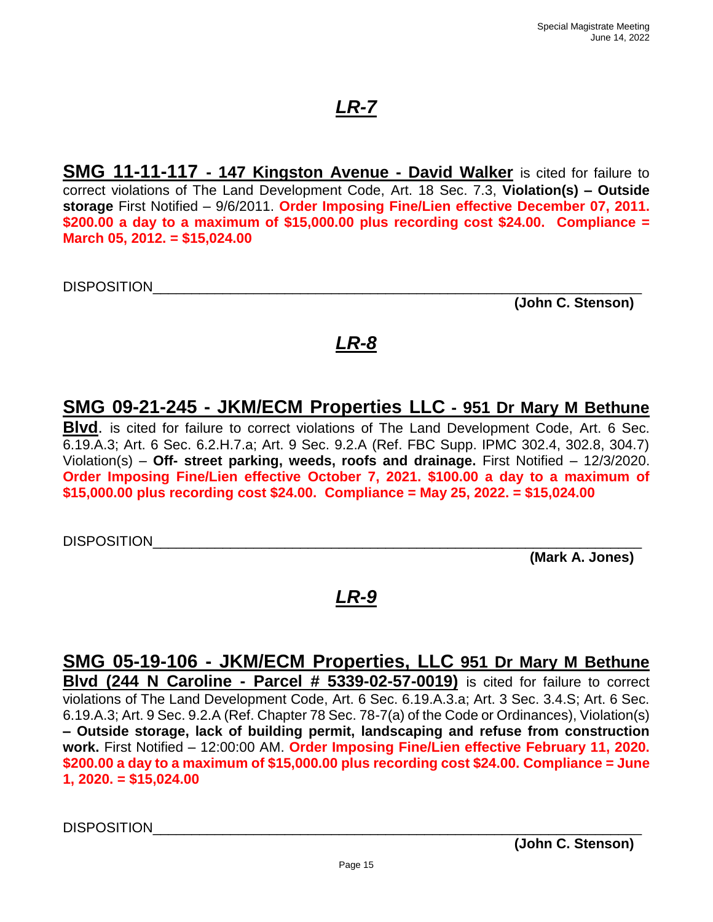## *LR-7*

**SMG 11-11-117 - 147 Kingston Avenue - David Walker** is cited for failure to correct violations of The Land Development Code, Art. 18 Sec. 7.3, **Violation(s) – Outside storage** First Notified – 9/6/2011. **Order Imposing Fine/Lien effective December 07, 2011. $200.00 a day to a maximum of $15,000.00 plus recording cost $24.00. Compliance = March 05, 2012. = $15,024.00**

DISPOSITION_______________________________________________________________

**(John C. Stenson)**

## *LR-8*

**SMG 09-21-245 - JKM/ECM Properties LLC - 951 Dr Mary M Bethune Blvd**. is cited for failure to correct violations of The Land Development Code, Art. 6 Sec. 6.19.A.3; Art. 6 Sec. 6.2.H.7.a; Art. 9 Sec. 9.2.A (Ref. FBC Supp. IPMC 302.4, 302.8, 304.7) Violation(s) – **Off- street parking, weeds, roofs and drainage.** First Notified – 12/3/2020. **Order Imposing Fine/Lien effective October 7, 2021. $100.00 a day to a maximum of $15,000.00 plus recording cost $24.00. Compliance = May 25, 2022. = $15,024.00**

DISPOSITION_______________________________________________________________

**(Mark A. Jones)**

## *LR-9*

**SMG 05-19-106 - JKM/ECM Properties, LLC 951 Dr Mary M Bethune Blvd (244 N Caroline - Parcel # 5339-02-57-0019)** is cited for failure to correct violations of The Land Development Code, Art. 6 Sec. 6.19.A.3.a; Art. 3 Sec. 3.4.S; Art. 6 Sec. 6.19.A.3; Art. 9 Sec. 9.2.A (Ref. Chapter 78 Sec. 78-7(a) of the Code or Ordinances), Violation(s) **– Outside storage, lack of building permit, landscaping and refuse from construction work.** First Notified – 12:00:00 AM. **Order Imposing Fine/Lien effective February 11, 2020. $200.00 a day to a maximum of $15,000.00 plus recording cost $24.00. Compliance = June 1, 2020. = $15,024.00**

DISPOSITION_______________________________________________________________

**(John C. Stenson)**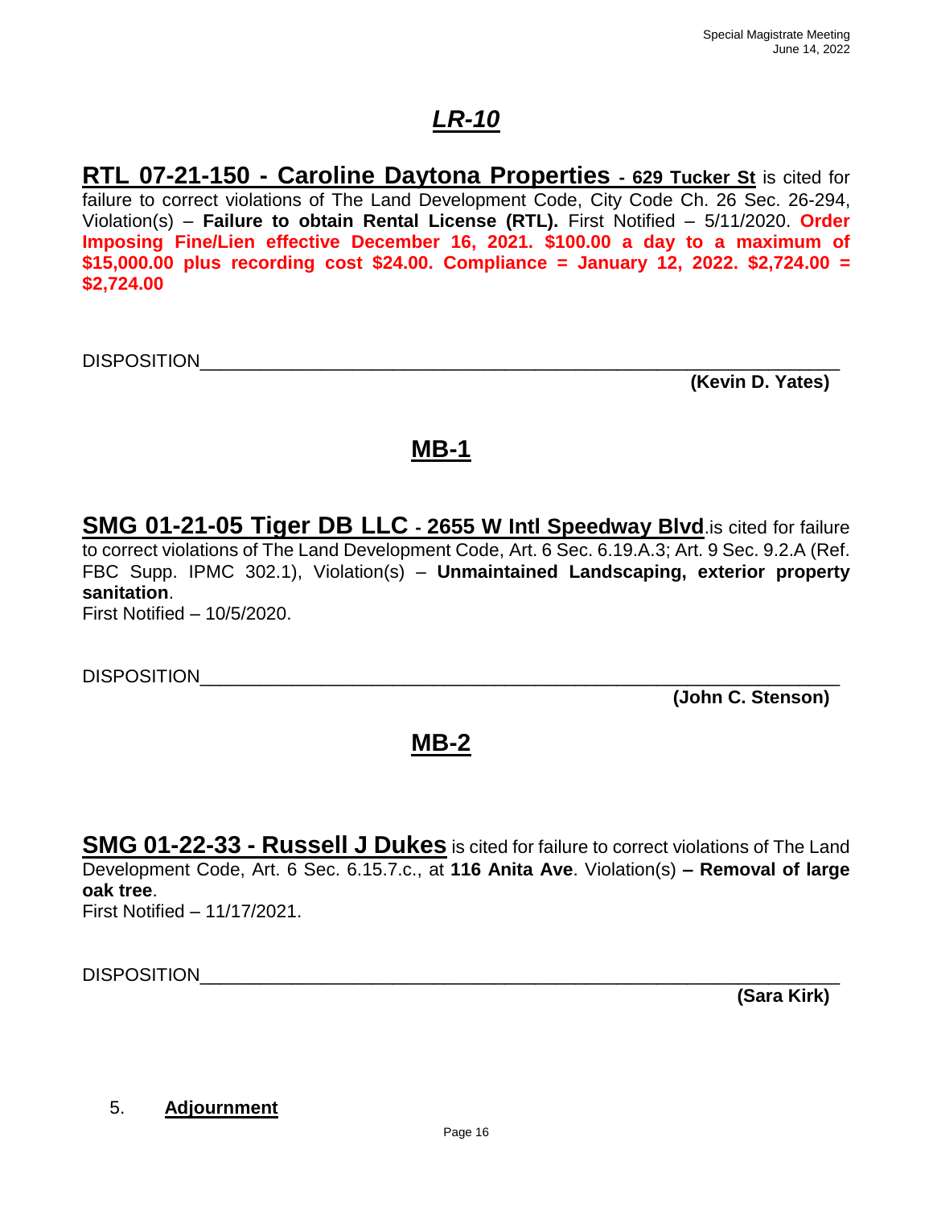# *LR-10*

**RTL 07-21-150 - Caroline Daytona Properties - 629 Tucker St** is cited for failure to correct violations of The Land Development Code, City Code Ch. 26 Sec. 26-294, Violation(s) – **Failure to obtain Rental License (RTL).** First Notified – 5/11/2020. **Order Imposing Fine/Lien effective December 16, 2021. $100.00 a day to a maximum of $15,000.00 plus recording cost $24.00. Compliance = January 12, 2022. $2,724.00 = $2,724.00**

DISPOSITION_______________________________________________________________

**(Kevin D. Yates)**

# MB-1

**SMG 01-21-05 Tiger DB LLC - 2655 W Intl Speedway Blvd**.is cited for failure to correct violations of The Land Development Code, Art. 6 Sec. 6.19.A.3; Art. 9 Sec. 9.2.A (Ref. FBC Supp. IPMC 302.1), Violation(s) – **Unmaintained Landscaping, exterior property sanitation**.
First Notified – 10/5/2020.

DISPOSITION_______________________________________________________________

**(John C. Stenson)**

# MB-2

**SMG 01-22-33 - Russell J Dukes** is cited for failure to correct violations of The Land Development Code, Art. 6 Sec. 6.15.7.c., at **116 Anita Ave**. Violation(s) **– Removal of large oak tree**.
First Notified – 11/17/2021.

DISPOSITION_______________________________________________________________

**(Sara Kirk)**

5. **Adjournment**